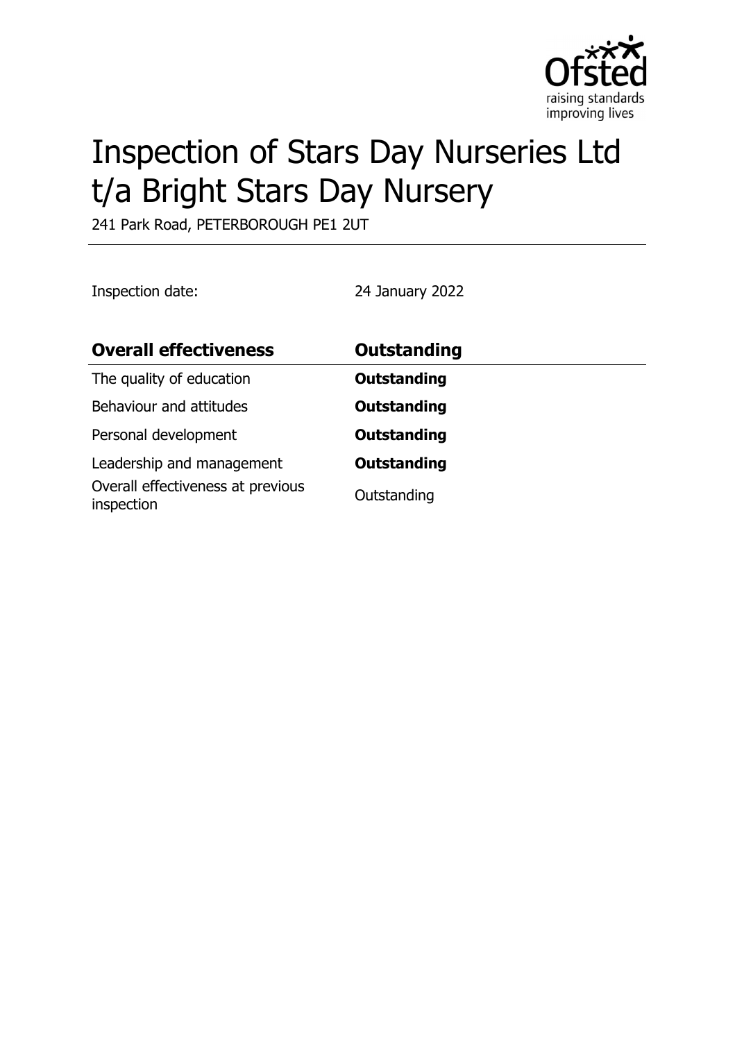# Inspection of Stars Day Nurseries Ltd t/a Bright Stars Day Nursery

241 Park Road, PETERBOROUGH PE1 2UT

Inspection date: 24 January 2022

| Overall effectiveness | Outstanding |
| --- | --- |
| The quality of education | **Outstanding** |
| Behaviour and attitudes | **Outstanding** |
| Personal development | **Outstanding** |
| Leadership and management | **Outstanding** |
| Overall effectiveness at previous inspection | Outstanding |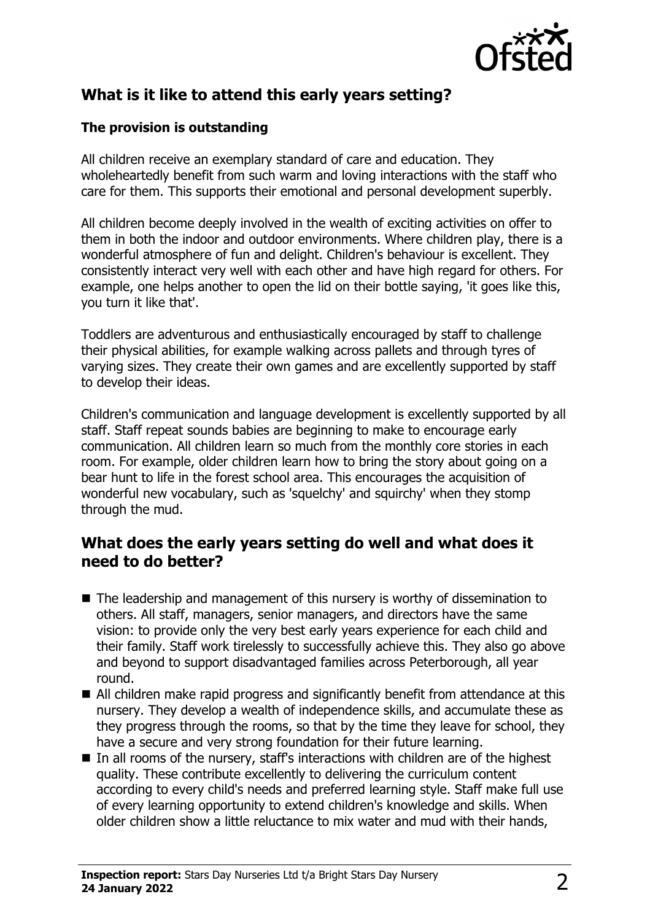## What is it like to attend this early years setting?

### The provision is outstanding

All children receive an exemplary standard of care and education. They wholeheartedly benefit from such warm and loving interactions with the staff who care for them. This supports their emotional and personal development superbly.

All children become deeply involved in the wealth of exciting activities on offer to them in both the indoor and outdoor environments. Where children play, there is a wonderful atmosphere of fun and delight. Children's behaviour is excellent. They consistently interact very well with each other and have high regard for others. For example, one helps another to open the lid on their bottle saying, 'it goes like this, you turn it like that'.

Toddlers are adventurous and enthusiastically encouraged by staff to challenge their physical abilities, for example walking across pallets and through tyres of varying sizes. They create their own games and are excellently supported by staff to develop their ideas.

Children's communication and language development is excellently supported by all staff. Staff repeat sounds babies are beginning to make to encourage early communication. All children learn so much from the monthly core stories in each room. For example, older children learn how to bring the story about going on a bear hunt to life in the forest school area. This encourages the acquisition of wonderful new vocabulary, such as 'squelchy' and squirchy' when they stomp through the mud.

## What does the early years setting do well and what does it need to do better?

- The leadership and management of this nursery is worthy of dissemination to others. All staff, managers, senior managers, and directors have the same vision: to provide only the very best early years experience for each child and their family. Staff work tirelessly to successfully achieve this. They also go above and beyond to support disadvantaged families across Peterborough, all year round.
- All children make rapid progress and significantly benefit from attendance at this nursery. They develop a wealth of independence skills, and accumulate these as they progress through the rooms, so that by the time they leave for school, they have a secure and very strong foundation for their future learning.
- In all rooms of the nursery, staff's interactions with children are of the highest quality. These contribute excellently to delivering the curriculum content according to every child's needs and preferred learning style. Staff make full use of every learning opportunity to extend children's knowledge and skills. When older children show a little reluctance to mix water and mud with their hands,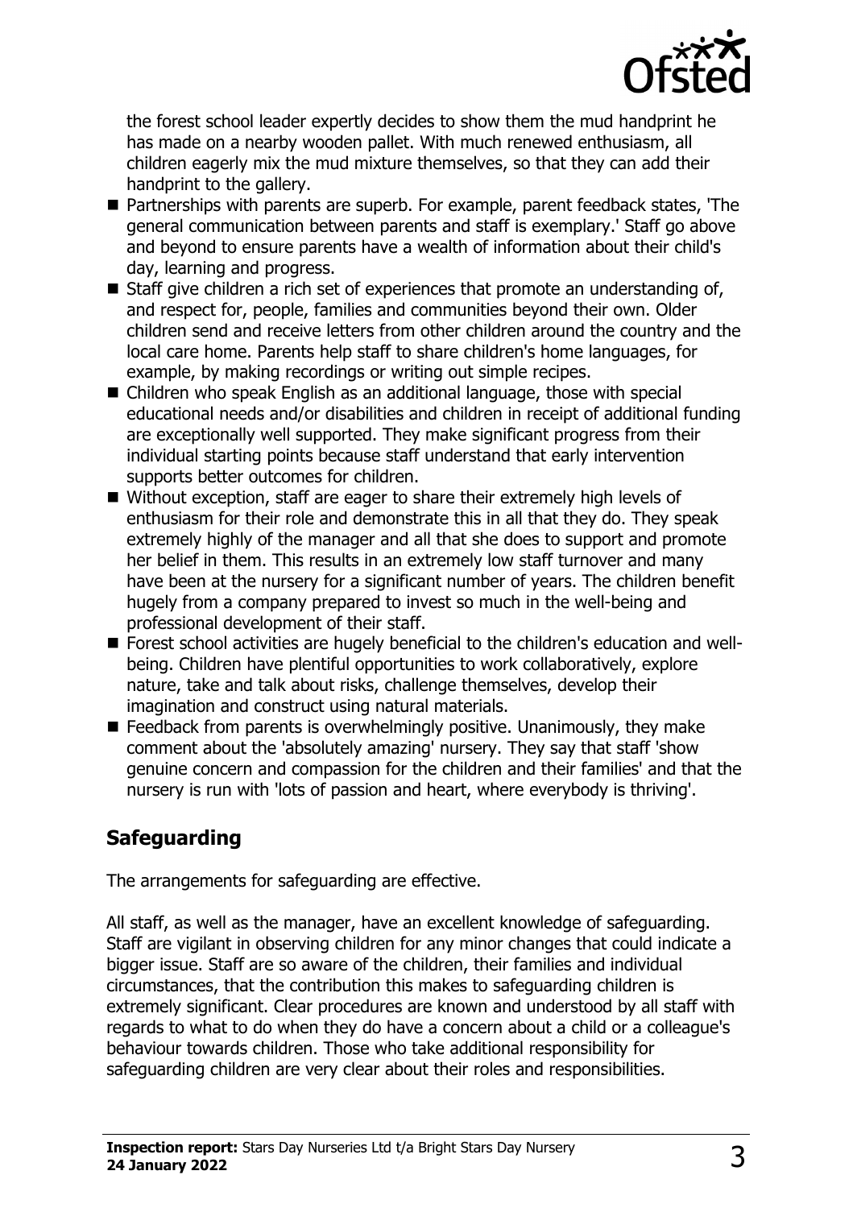the forest school leader expertly decides to show them the mud handprint he has made on a nearby wooden pallet. With much renewed enthusiasm, all children eagerly mix the mud mixture themselves, so that they can add their handprint to the gallery.

- Partnerships with parents are superb. For example, parent feedback states, 'The general communication between parents and staff is exemplary.' Staff go above and beyond to ensure parents have a wealth of information about their child's day, learning and progress.
- Staff give children a rich set of experiences that promote an understanding of, and respect for, people, families and communities beyond their own. Older children send and receive letters from other children around the country and the local care home. Parents help staff to share children's home languages, for example, by making recordings or writing out simple recipes.
- Children who speak English as an additional language, those with special educational needs and/or disabilities and children in receipt of additional funding are exceptionally well supported. They make significant progress from their individual starting points because staff understand that early intervention supports better outcomes for children.
- Without exception, staff are eager to share their extremely high levels of enthusiasm for their role and demonstrate this in all that they do. They speak extremely highly of the manager and all that she does to support and promote her belief in them. This results in an extremely low staff turnover and many have been at the nursery for a significant number of years. The children benefit hugely from a company prepared to invest so much in the well-being and professional development of their staff.
- Forest school activities are hugely beneficial to the children's education and well-being. Children have plentiful opportunities to work collaboratively, explore nature, take and talk about risks, challenge themselves, develop their imagination and construct using natural materials.
- Feedback from parents is overwhelmingly positive. Unanimously, they make comment about the 'absolutely amazing' nursery. They say that staff 'show genuine concern and compassion for the children and their families' and that the nursery is run with 'lots of passion and heart, where everybody is thriving'.

## Safeguarding

The arrangements for safeguarding are effective.

All staff, as well as the manager, have an excellent knowledge of safeguarding. Staff are vigilant in observing children for any minor changes that could indicate a bigger issue. Staff are so aware of the children, their families and individual circumstances, that the contribution this makes to safeguarding children is extremely significant. Clear procedures are known and understood by all staff with regards to what to do when they do have a concern about a child or a colleague's behaviour towards children. Those who take additional responsibility for safeguarding children are very clear about their roles and responsibilities.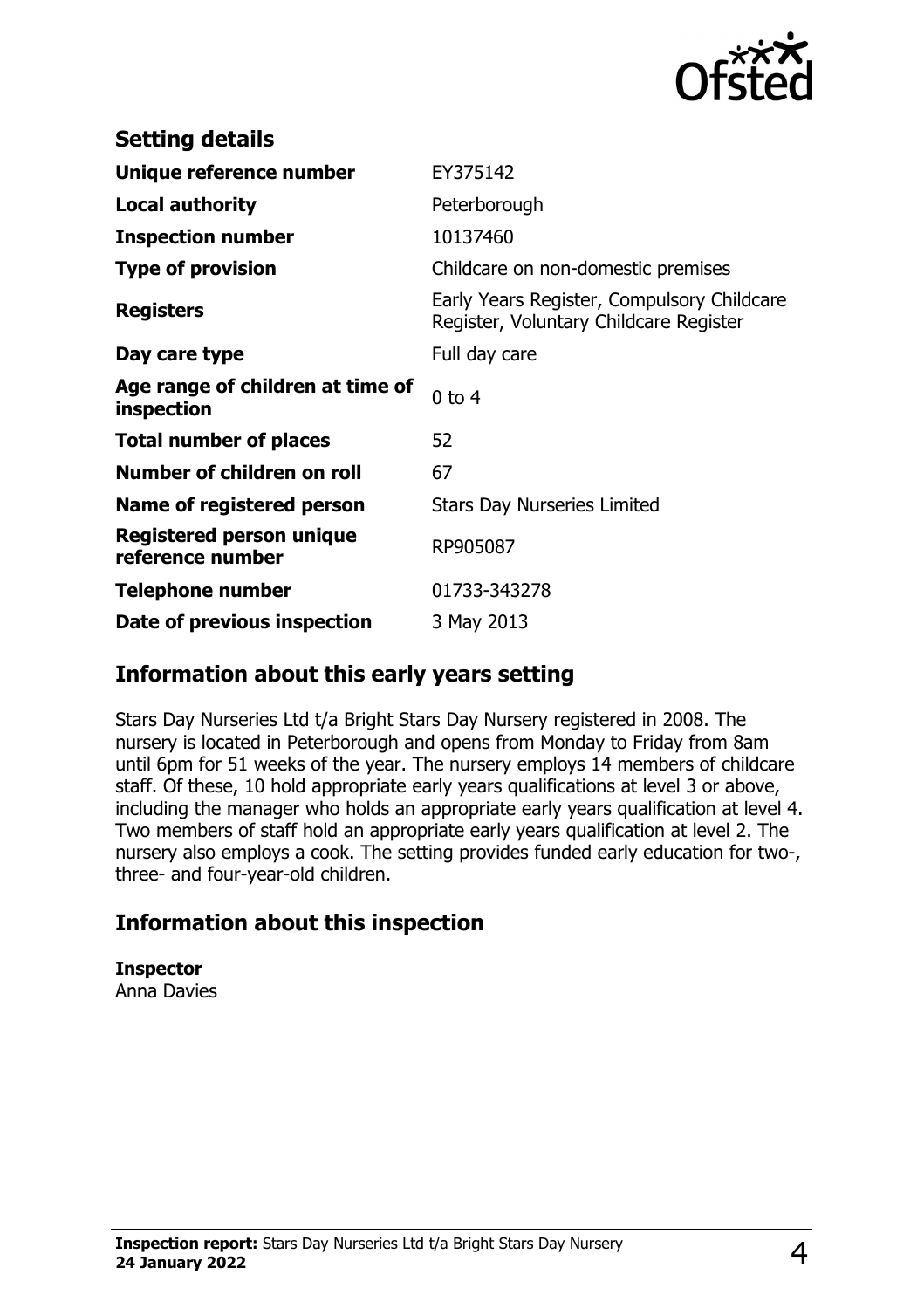## Setting details

| | |
|---|---|
| **Unique reference number** | EY375142 |
| **Local authority** | Peterborough |
| **Inspection number** | 10137460 |
| **Type of provision** | Childcare on non-domestic premises |
| **Registers** | Early Years Register, Compulsory Childcare Register, Voluntary Childcare Register |
| **Day care type** | Full day care |
| **Age range of children at time of inspection** | 0 to 4 |
| **Total number of places** | 52 |
| **Number of children on roll** | 67 |
| **Name of registered person** | Stars Day Nurseries Limited |
| **Registered person unique reference number** | RP905087 |
| **Telephone number** | 01733-343278 |
| **Date of previous inspection** | 3 May 2013 |

## Information about this early years setting

Stars Day Nurseries Ltd t/a Bright Stars Day Nursery registered in 2008. The nursery is located in Peterborough and opens from Monday to Friday from 8am until 6pm for 51 weeks of the year. The nursery employs 14 members of childcare staff. Of these, 10 hold appropriate early years qualifications at level 3 or above, including the manager who holds an appropriate early years qualification at level 4. Two members of staff hold an appropriate early years qualification at level 2. The nursery also employs a cook. The setting provides funded early education for two-, three- and four-year-old children.

## Information about this inspection

**Inspector**
Anna Davies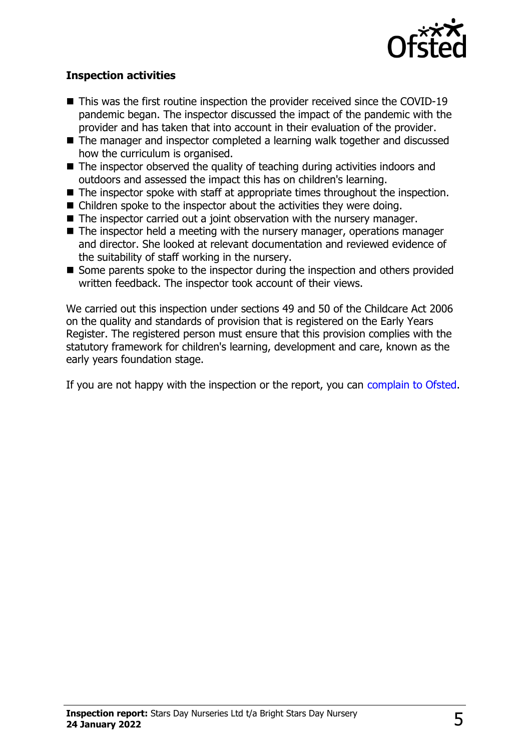### Inspection activities

- This was the first routine inspection the provider received since the COVID-19 pandemic began. The inspector discussed the impact of the pandemic with the provider and has taken that into account in their evaluation of the provider.
- The manager and inspector completed a learning walk together and discussed how the curriculum is organised.
- The inspector observed the quality of teaching during activities indoors and outdoors and assessed the impact this has on children's learning.
- The inspector spoke with staff at appropriate times throughout the inspection.
- Children spoke to the inspector about the activities they were doing.
- The inspector carried out a joint observation with the nursery manager.
- The inspector held a meeting with the nursery manager, operations manager and director. She looked at relevant documentation and reviewed evidence of the suitability of staff working in the nursery.
- Some parents spoke to the inspector during the inspection and others provided written feedback. The inspector took account of their views.

We carried out this inspection under sections 49 and 50 of the Childcare Act 2006 on the quality and standards of provision that is registered on the Early Years Register. The registered person must ensure that this provision complies with the statutory framework for children's learning, development and care, known as the early years foundation stage.

If you are not happy with the inspection or the report, you can complain to Ofsted.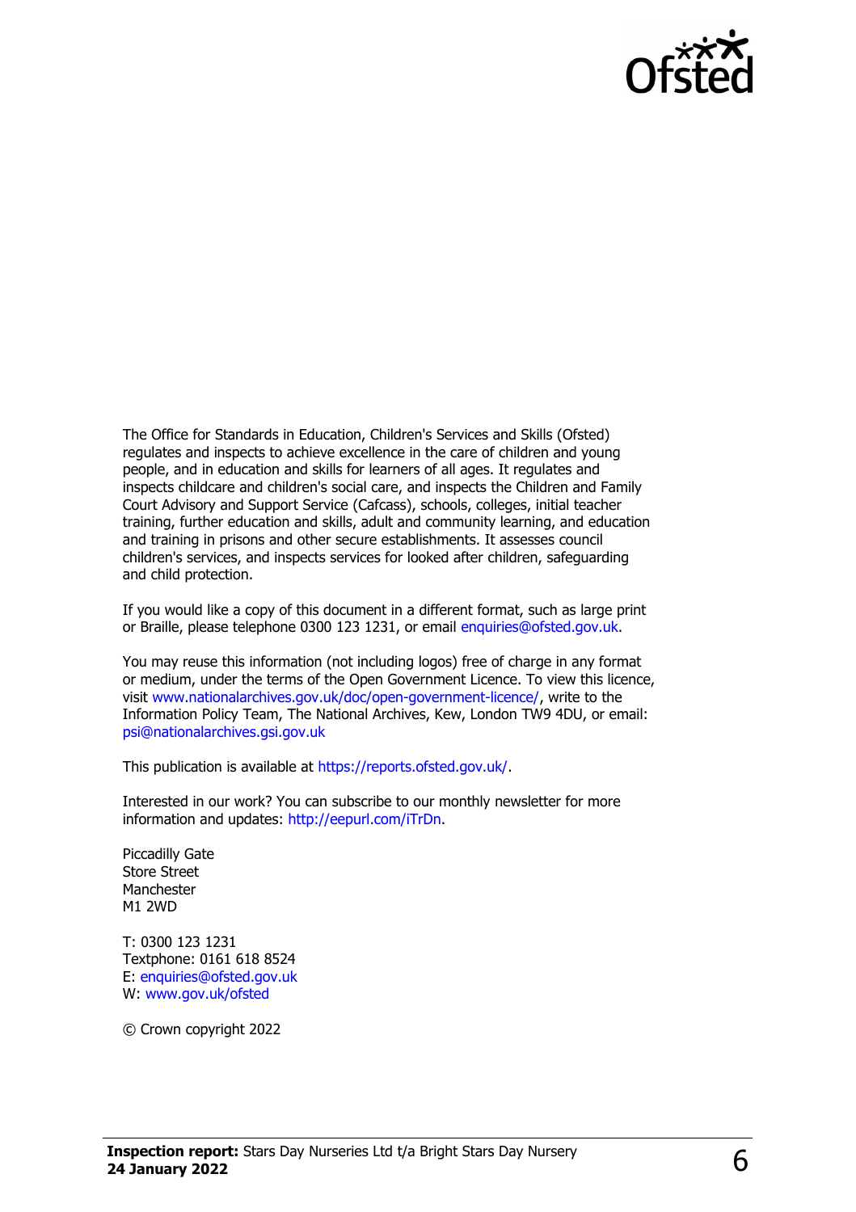The Office for Standards in Education, Children's Services and Skills (Ofsted) regulates and inspects to achieve excellence in the care of children and young people, and in education and skills for learners of all ages. It regulates and inspects childcare and children's social care, and inspects the Children and Family Court Advisory and Support Service (Cafcass), schools, colleges, initial teacher training, further education and skills, adult and community learning, and education and training in prisons and other secure establishments. It assesses council children's services, and inspects services for looked after children, safeguarding and child protection.

If you would like a copy of this document in a different format, such as large print or Braille, please telephone 0300 123 1231, or email enquiries@ofsted.gov.uk.

You may reuse this information (not including logos) free of charge in any format or medium, under the terms of the Open Government Licence. To view this licence, visit www.nationalarchives.gov.uk/doc/open-government-licence/, write to the Information Policy Team, The National Archives, Kew, London TW9 4DU, or email: psi@nationalarchives.gsi.gov.uk

This publication is available at https://reports.ofsted.gov.uk/.

Interested in our work? You can subscribe to our monthly newsletter for more information and updates: http://eepurl.com/iTrDn.

Piccadilly Gate
Store Street
Manchester
M1 2WD

T: 0300 123 1231
Textphone: 0161 618 8524
E: enquiries@ofsted.gov.uk
W: www.gov.uk/ofsted

© Crown copyright 2022